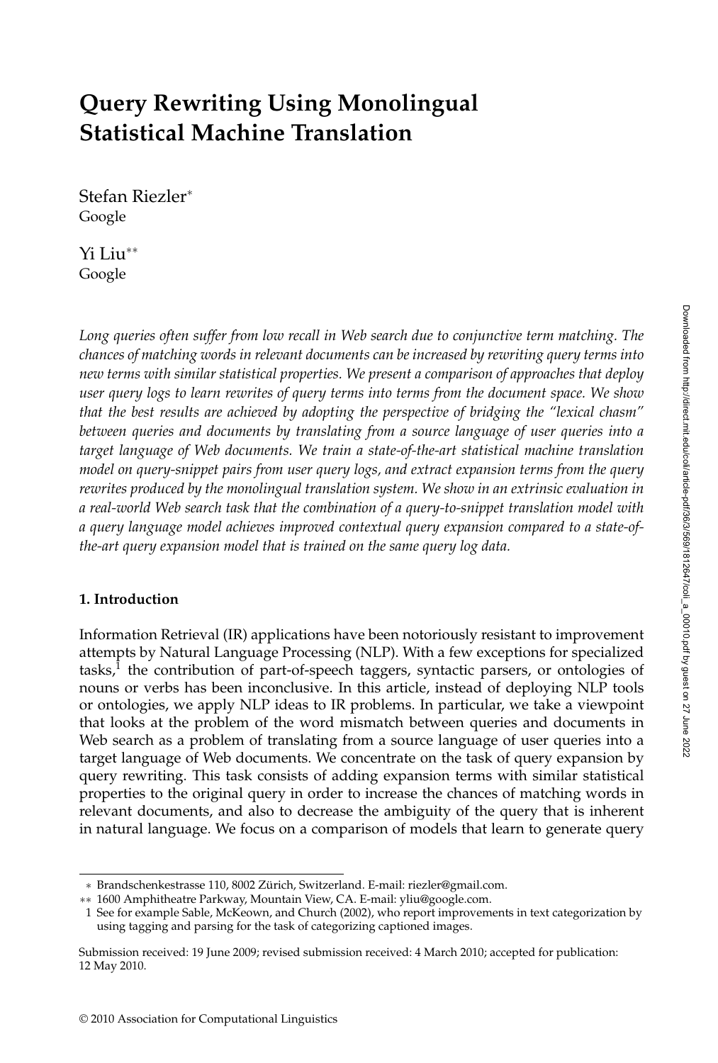# Query Rewriting Using Monolingual Statistical Machine Translation

Stefan Riezler*
Google

Yi Liu**
Google

*Long queries often suffer from low recall in Web search due to conjunctive term matching. The chances of matching words in relevant documents can be increased by rewriting query terms into new terms with similar statistical properties. We present a comparison of approaches that deploy user query logs to learn rewrites of query terms into terms from the document space. We show that the best results are achieved by adopting the perspective of bridging the "lexical chasm" between queries and documents by translating from a source language of user queries into a target language of Web documents. We train a state-of-the-art statistical machine translation model on query-snippet pairs from user query logs, and extract expansion terms from the query rewrites produced by the monolingual translation system. We show in an extrinsic evaluation in a real-world Web search task that the combination of a query-to-snippet translation model with a query language model achieves improved contextual query expansion compared to a state-of-the-art query expansion model that is trained on the same query log data.*

## 1. Introduction

Information Retrieval (IR) applications have been notoriously resistant to improvement attempts by Natural Language Processing (NLP). With a few exceptions for specialized tasks,[1] the contribution of part-of-speech taggers, syntactic parsers, or ontologies of nouns or verbs has been inconclusive. In this article, instead of deploying NLP tools or ontologies, we apply NLP ideas to IR problems. In particular, we take a viewpoint that looks at the problem of the word mismatch between queries and documents in Web search as a problem of translating from a source language of user queries into a target language of Web documents. We concentrate on the task of query expansion by query rewriting. This task consists of adding expansion terms with similar statistical properties to the original query in order to increase the chances of matching words in relevant documents, and also to decrease the ambiguity of the query that is inherent in natural language. We focus on a comparison of models that learn to generate query

---

* Brandschenkestrasse 110, 8002 Zürich, Switzerland. E-mail: riezler@gmail.com.

** 1600 Amphitheatre Parkway, Mountain View, CA. E-mail: yliu@google.com.

1 See for example Sable, McKeown, and Church (2002), who report improvements in text categorization by using tagging and parsing for the task of categorizing captioned images.

Submission received: 19 June 2009; revised submission received: 4 March 2010; accepted for publication: 12 May 2010.

© 2010 Association for Computational Linguistics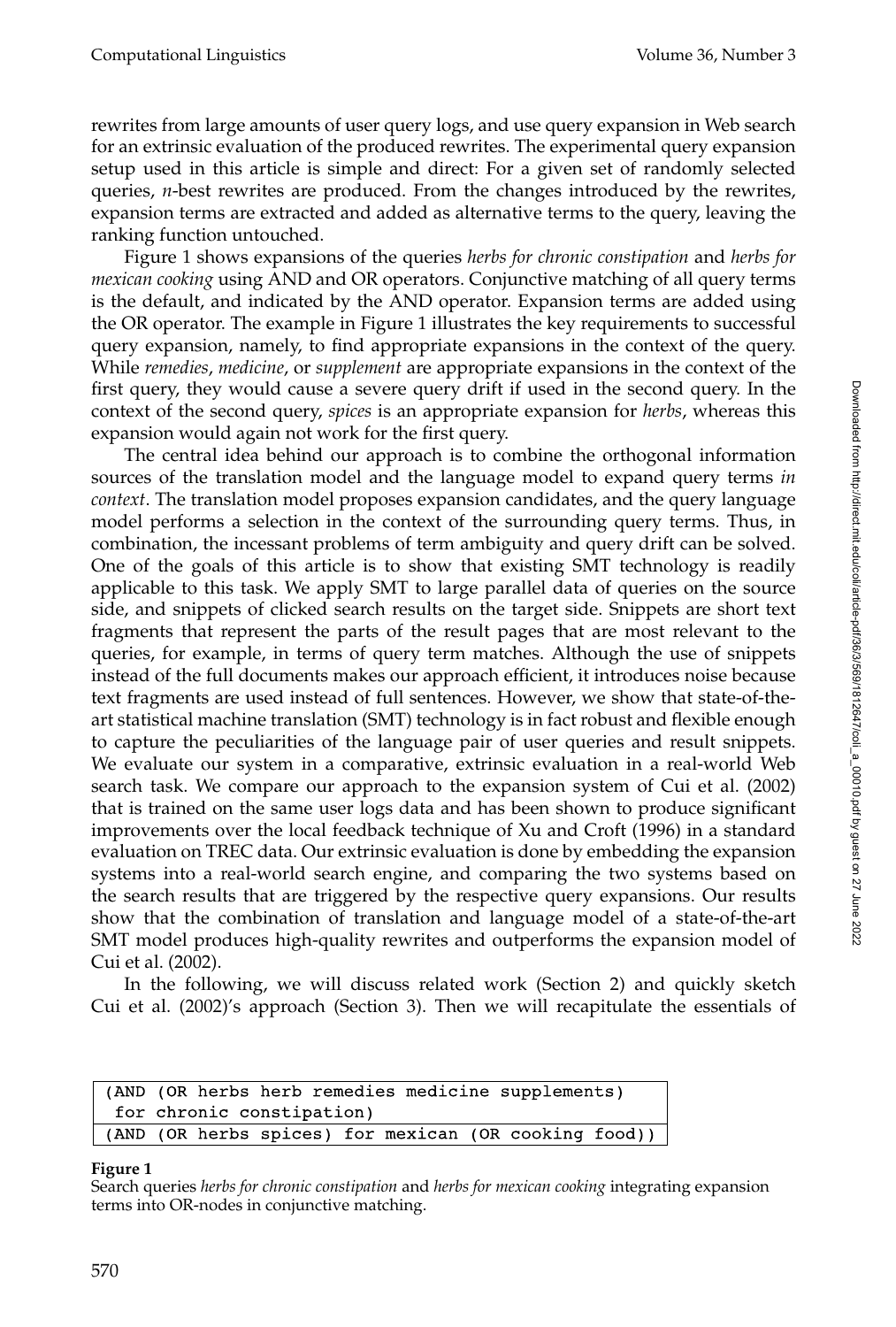rewrites from large amounts of user query logs, and use query expansion in Web search for an extrinsic evaluation of the produced rewrites. The experimental query expansion setup used in this article is simple and direct: For a given set of randomly selected queries, *n*-best rewrites are produced. From the changes introduced by the rewrites, expansion terms are extracted and added as alternative terms to the query, leaving the ranking function untouched.

Figure 1 shows expansions of the queries *herbs for chronic constipation* and *herbs for mexican cooking* using AND and OR operators. Conjunctive matching of all query terms is the default, and indicated by the AND operator. Expansion terms are added using the OR operator. The example in Figure 1 illustrates the key requirements to successful query expansion, namely, to find appropriate expansions in the context of the query. While *remedies*, *medicine*, or *supplement* are appropriate expansions in the context of the first query, they would cause a severe query drift if used in the second query. In the context of the second query, *spices* is an appropriate expansion for *herbs*, whereas this expansion would again not work for the first query.

The central idea behind our approach is to combine the orthogonal information sources of the translation model and the language model to expand query terms *in context*. The translation model proposes expansion candidates, and the query language model performs a selection in the context of the surrounding query terms. Thus, in combination, the incessant problems of term ambiguity and query drift can be solved. One of the goals of this article is to show that existing SMT technology is readily applicable to this task. We apply SMT to large parallel data of queries on the source side, and snippets of clicked search results on the target side. Snippets are short text fragments that represent the parts of the result pages that are most relevant to the queries, for example, in terms of query term matches. Although the use of snippets instead of the full documents makes our approach efficient, it introduces noise because text fragments are used instead of full sentences. However, we show that state-of-the-art statistical machine translation (SMT) technology is in fact robust and flexible enough to capture the peculiarities of the language pair of user queries and result snippets. We evaluate our system in a comparative, extrinsic evaluation in a real-world Web search task. We compare our approach to the expansion system of Cui et al. (2002) that is trained on the same user logs data and has been shown to produce significant improvements over the local feedback technique of Xu and Croft (1996) in a standard evaluation on TREC data. Our extrinsic evaluation is done by embedding the expansion systems into a real-world search engine, and comparing the two systems based on the search results that are triggered by the respective query expansions. Our results show that the combination of translation and language model of a state-of-the-art SMT model produces high-quality rewrites and outperforms the expansion model of Cui et al. (2002).

In the following, we will discuss related work (Section 2) and quickly sketch Cui et al. (2002)'s approach (Section 3). Then we will recapitulate the essentials of

```
(AND (OR herbs herb remedies medicine supplements)
 for chronic constipation)
(AND (OR herbs spices) for mexican (OR cooking food))
```

**Figure 1**
Search queries *herbs for chronic constipation* and *herbs for mexican cooking* integrating expansion terms into OR-nodes in conjunctive matching.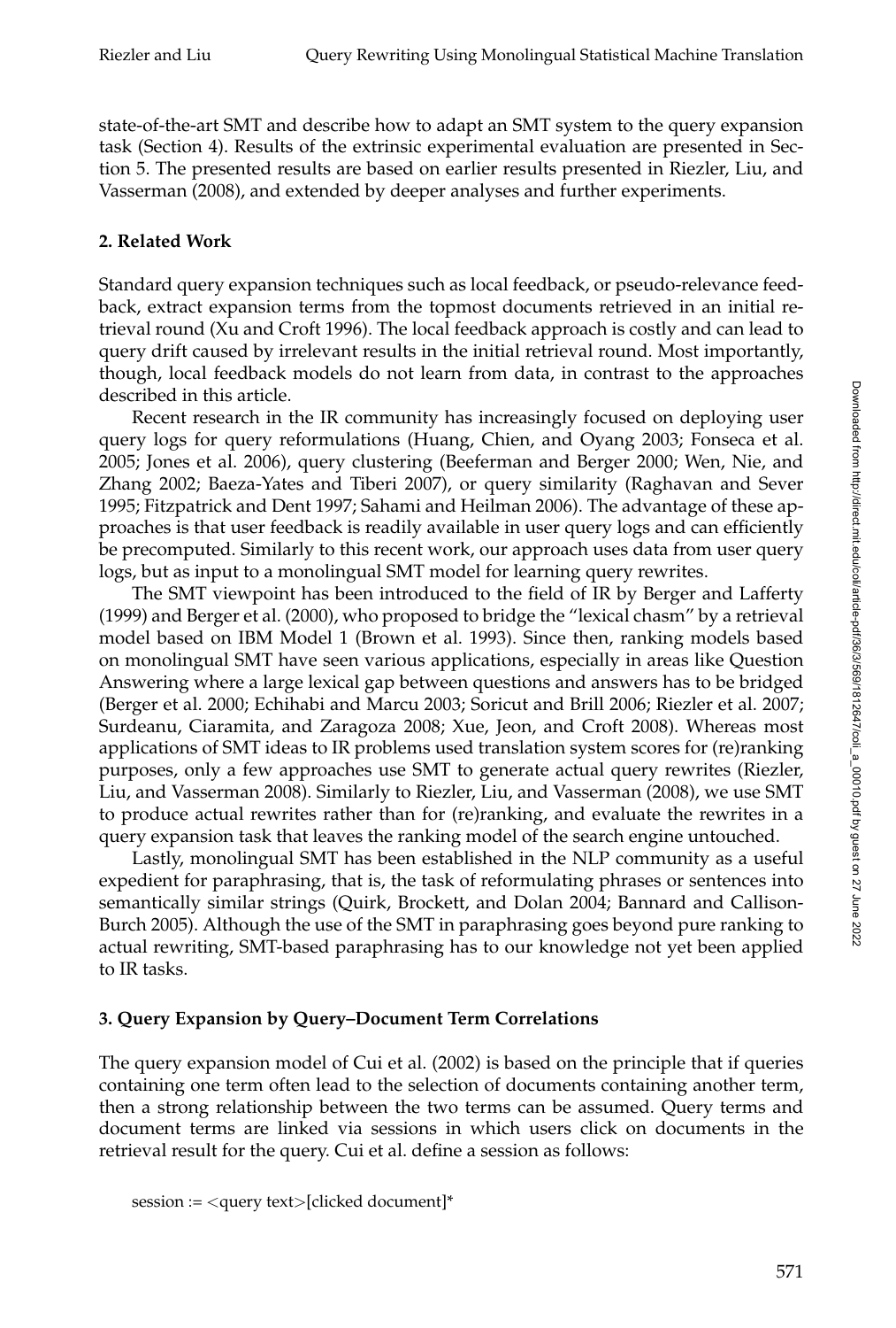state-of-the-art SMT and describe how to adapt an SMT system to the query expansion task (Section 4). Results of the extrinsic experimental evaluation are presented in Section 5. The presented results are based on earlier results presented in Riezler, Liu, and Vasserman (2008), and extended by deeper analyses and further experiments.

## 2. Related Work

Standard query expansion techniques such as local feedback, or pseudo-relevance feedback, extract expansion terms from the topmost documents retrieved in an initial retrieval round (Xu and Croft 1996). The local feedback approach is costly and can lead to query drift caused by irrelevant results in the initial retrieval round. Most importantly, though, local feedback models do not learn from data, in contrast to the approaches described in this article.

Recent research in the IR community has increasingly focused on deploying user query logs for query reformulations (Huang, Chien, and Oyang 2003; Fonseca et al. 2005; Jones et al. 2006), query clustering (Beeferman and Berger 2000; Wen, Nie, and Zhang 2002; Baeza-Yates and Tiberi 2007), or query similarity (Raghavan and Sever 1995; Fitzpatrick and Dent 1997; Sahami and Heilman 2006). The advantage of these approaches is that user feedback is readily available in user query logs and can efficiently be precomputed. Similarly to this recent work, our approach uses data from user query logs, but as input to a monolingual SMT model for learning query rewrites.

The SMT viewpoint has been introduced to the field of IR by Berger and Lafferty (1999) and Berger et al. (2000), who proposed to bridge the "lexical chasm" by a retrieval model based on IBM Model 1 (Brown et al. 1993). Since then, ranking models based on monolingual SMT have seen various applications, especially in areas like Question Answering where a large lexical gap between questions and answers has to be bridged (Berger et al. 2000; Echihabi and Marcu 2003; Soricut and Brill 2006; Riezler et al. 2007; Surdeanu, Ciaramita, and Zaragoza 2008; Xue, Jeon, and Croft 2008). Whereas most applications of SMT ideas to IR problems used translation system scores for (re)ranking purposes, only a few approaches use SMT to generate actual query rewrites (Riezler, Liu, and Vasserman 2008). Similarly to Riezler, Liu, and Vasserman (2008), we use SMT to produce actual rewrites rather than for (re)ranking, and evaluate the rewrites in a query expansion task that leaves the ranking model of the search engine untouched.

Lastly, monolingual SMT has been established in the NLP community as a useful expedient for paraphrasing, that is, the task of reformulating phrases or sentences into semantically similar strings (Quirk, Brockett, and Dolan 2004; Bannard and Callison-Burch 2005). Although the use of the SMT in paraphrasing goes beyond pure ranking to actual rewriting, SMT-based paraphrasing has to our knowledge not yet been applied to IR tasks.

## 3. Query Expansion by Query–Document Term Correlations

The query expansion model of Cui et al. (2002) is based on the principle that if queries containing one term often lead to the selection of documents containing another term, then a strong relationship between the two terms can be assumed. Query terms and document terms are linked via sessions in which users click on documents in the retrieval result for the query. Cui et al. define a session as follows:

session := <query text>[clicked document]*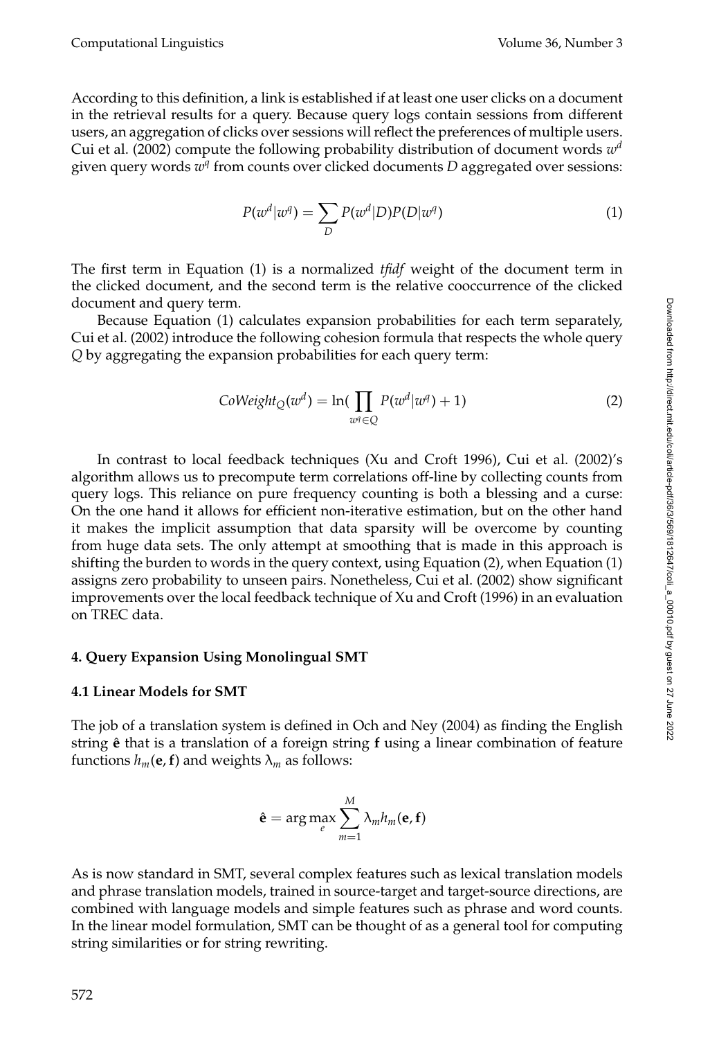According to this definition, a link is established if at least one user clicks on a document in the retrieval results for a query. Because query logs contain sessions from different users, an aggregation of clicks over sessions will reflect the preferences of multiple users. Cui et al. (2002) compute the following probability distribution of document words $w^d$ given query words $w^q$ from counts over clicked documents $D$ aggregated over sessions:

$$P(w^d|w^q) = \sum_D P(w^d|D)P(D|w^q) \tag{1}$$

The first term in Equation (1) is a normalized *tfidf* weight of the document term in the clicked document, and the second term is the relative cooccurrence of the clicked document and query term.

Because Equation (1) calculates expansion probabilities for each term separately, Cui et al. (2002) introduce the following cohesion formula that respects the whole query $Q$ by aggregating the expansion probabilities for each query term:

$$CoWeight_Q(w^d) = \ln\left(\prod_{w^q \in Q} P(w^d|w^q) + 1\right) \tag{2}$$

In contrast to local feedback techniques (Xu and Croft 1996), Cui et al. (2002)'s algorithm allows us to precompute term correlations off-line by collecting counts from query logs. This reliance on pure frequency counting is both a blessing and a curse: On the one hand it allows for efficient non-iterative estimation, but on the other hand it makes the implicit assumption that data sparsity will be overcome by counting from huge data sets. The only attempt at smoothing that is made in this approach is shifting the burden to words in the query context, using Equation (2), when Equation (1) assigns zero probability to unseen pairs. Nonetheless, Cui et al. (2002) show significant improvements over the local feedback technique of Xu and Croft (1996) in an evaluation on TREC data.

## 4. Query Expansion Using Monolingual SMT

### 4.1 Linear Models for SMT

The job of a translation system is defined in Och and Ney (2004) as finding the English string $\hat{\mathbf{e}}$ that is a translation of a foreign string $\mathbf{f}$ using a linear combination of feature functions $h_m(\mathbf{e}, \mathbf{f})$ and weights $\lambda_m$ as follows:

$$\hat{\mathbf{e}} = \arg\max_e \sum_{m=1}^{M} \lambda_m h_m(\mathbf{e}, \mathbf{f})$$

As is now standard in SMT, several complex features such as lexical translation models and phrase translation models, trained in source-target and target-source directions, are combined with language models and simple features such as phrase and word counts. In the linear model formulation, SMT can be thought of as a general tool for computing string similarities or for string rewriting.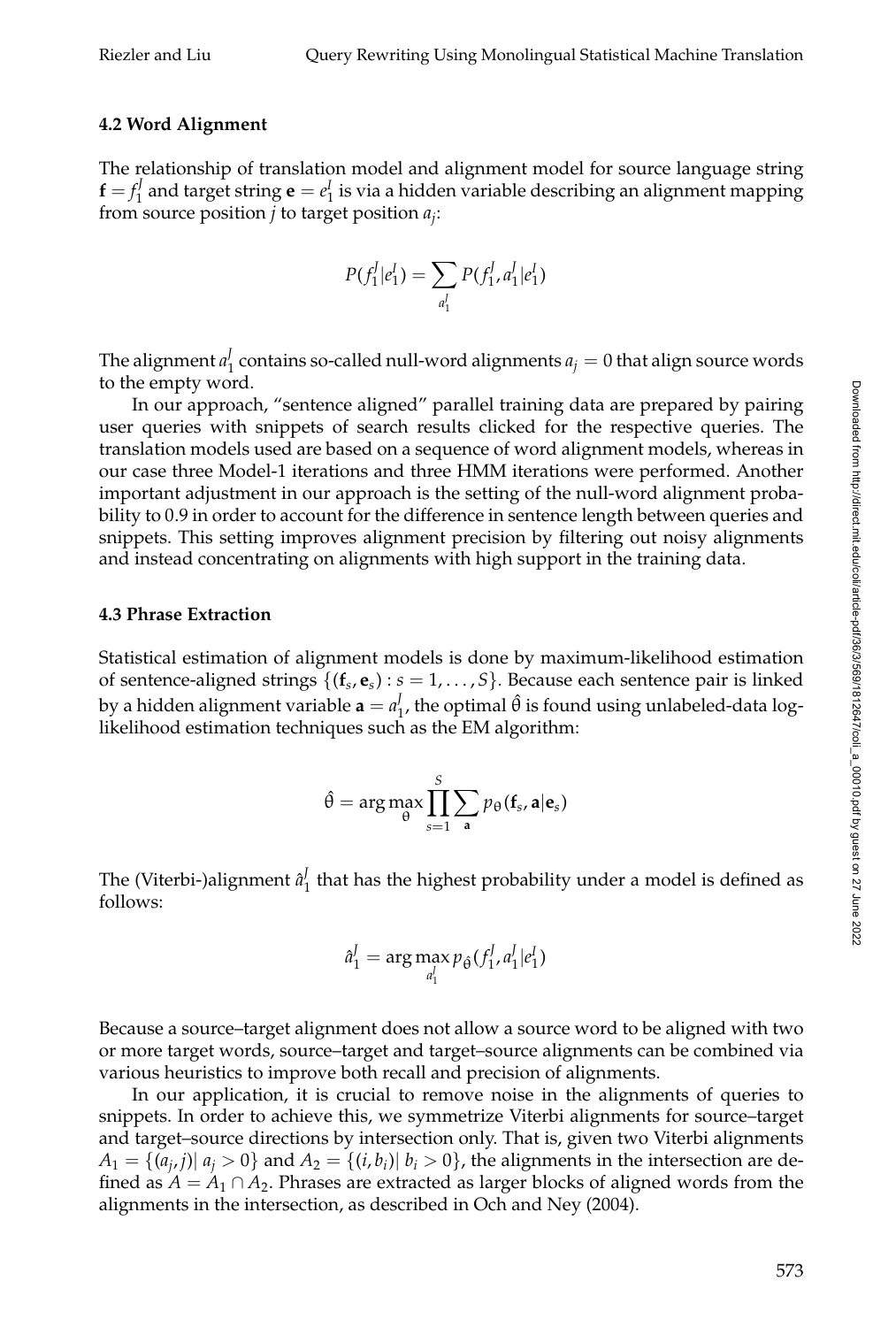### 4.2 Word Alignment

The relationship of translation model and alignment model for source language string $\mathbf{f} = f_1^J$ and target string $\mathbf{e} = e_1^I$ is via a hidden variable describing an alignment mapping from source position $j$ to target position $a_j$:

$$P(f_1^J|e_1^I) = \sum_{a_1^J} P(f_1^J, a_1^J|e_1^I)$$

The alignment $a_1^J$ contains so-called null-word alignments $a_j = 0$ that align source words to the empty word.

In our approach, "sentence aligned" parallel training data are prepared by pairing user queries with snippets of search results clicked for the respective queries. The translation models used are based on a sequence of word alignment models, whereas in our case three Model-1 iterations and three HMM iterations were performed. Another important adjustment in our approach is the setting of the null-word alignment probability to 0.9 in order to account for the difference in sentence length between queries and snippets. This setting improves alignment precision by filtering out noisy alignments and instead concentrating on alignments with high support in the training data.

### 4.3 Phrase Extraction

Statistical estimation of alignment models is done by maximum-likelihood estimation of sentence-aligned strings $\{(\mathbf{f}_s, \mathbf{e}_s) : s = 1, \ldots, S\}$. Because each sentence pair is linked by a hidden alignment variable $\mathbf{a} = a_1^J$, the optimal $\hat{\theta}$ is found using unlabeled-data log-likelihood estimation techniques such as the EM algorithm:

$$\hat{\theta} = \arg\max_{\theta} \prod_{s=1}^{S} \sum_{\mathbf{a}} p_{\theta}(\mathbf{f}_s, \mathbf{a}|\mathbf{e}_s)$$

The (Viterbi-)alignment $\hat{a}_1^J$ that has the highest probability under a model is defined as follows:

$$\hat{a}_1^J = \arg\max_{a_1^J} p_{\hat{\theta}}(f_1^J, a_1^J|e_1^I)$$

Because a source–target alignment does not allow a source word to be aligned with two or more target words, source–target and target–source alignments can be combined via various heuristics to improve both recall and precision of alignments.

In our application, it is crucial to remove noise in the alignments of queries to snippets. In order to achieve this, we symmetrize Viterbi alignments for source–target and target–source directions by intersection only. That is, given two Viterbi alignments $A_1 = \{(a_j, j)|\, a_j > 0\}$ and $A_2 = \{(i, b_i)|\, b_i > 0\}$, the alignments in the intersection are defined as $A = A_1 \cap A_2$. Phrases are extracted as larger blocks of aligned words from the alignments in the intersection, as described in Och and Ney (2004).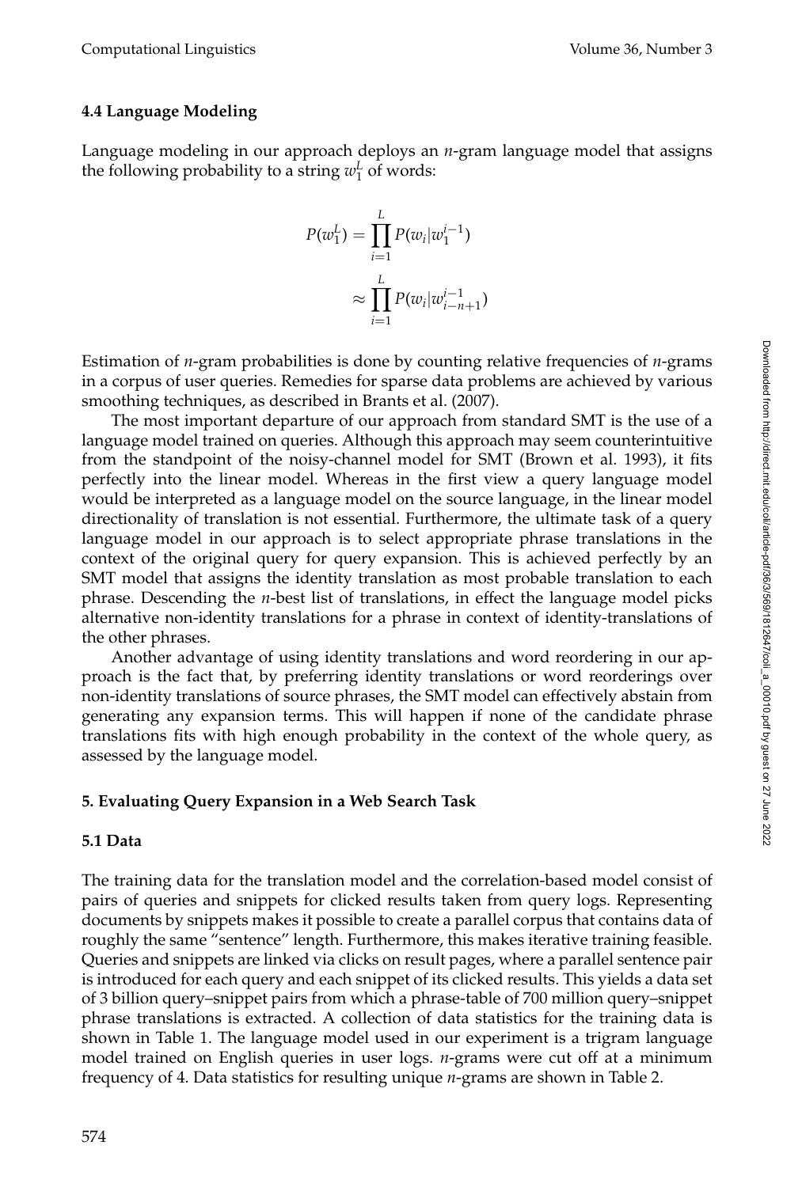### 4.4 Language Modeling

Language modeling in our approach deploys an *n*-gram language model that assigns the following probability to a string $w_1^L$ of words:

$$
\begin{aligned}
P(w_1^L) &= \prod_{i=1}^{L} P(w_i | w_1^{i-1}) \\
&\approx \prod_{i=1}^{L} P(w_i | w_{i-n+1}^{i-1})
\end{aligned}
$$

Estimation of *n*-gram probabilities is done by counting relative frequencies of *n*-grams in a corpus of user queries. Remedies for sparse data problems are achieved by various smoothing techniques, as described in Brants et al. (2007).

The most important departure of our approach from standard SMT is the use of a language model trained on queries. Although this approach may seem counterintuitive from the standpoint of the noisy-channel model for SMT (Brown et al. 1993), it fits perfectly into the linear model. Whereas in the first view a query language model would be interpreted as a language model on the source language, in the linear model directionality of translation is not essential. Furthermore, the ultimate task of a query language model in our approach is to select appropriate phrase translations in the context of the original query for query expansion. This is achieved perfectly by an SMT model that assigns the identity translation as most probable translation to each phrase. Descending the *n*-best list of translations, in effect the language model picks alternative non-identity translations for a phrase in context of identity-translations of the other phrases.

Another advantage of using identity translations and word reordering in our approach is the fact that, by preferring identity translations or word reorderings over non-identity translations of source phrases, the SMT model can effectively abstain from generating any expansion terms. This will happen if none of the candidate phrase translations fits with high enough probability in the context of the whole query, as assessed by the language model.

## 5. Evaluating Query Expansion in a Web Search Task

### 5.1 Data

The training data for the translation model and the correlation-based model consist of pairs of queries and snippets for clicked results taken from query logs. Representing documents by snippets makes it possible to create a parallel corpus that contains data of roughly the same "sentence" length. Furthermore, this makes iterative training feasible. Queries and snippets are linked via clicks on result pages, where a parallel sentence pair is introduced for each query and each snippet of its clicked results. This yields a data set of 3 billion query–snippet pairs from which a phrase-table of 700 million query–snippet phrase translations is extracted. A collection of data statistics for the training data is shown in Table 1. The language model used in our experiment is a trigram language model trained on English queries in user logs. *n*-grams were cut off at a minimum frequency of 4. Data statistics for resulting unique *n*-grams are shown in Table 2.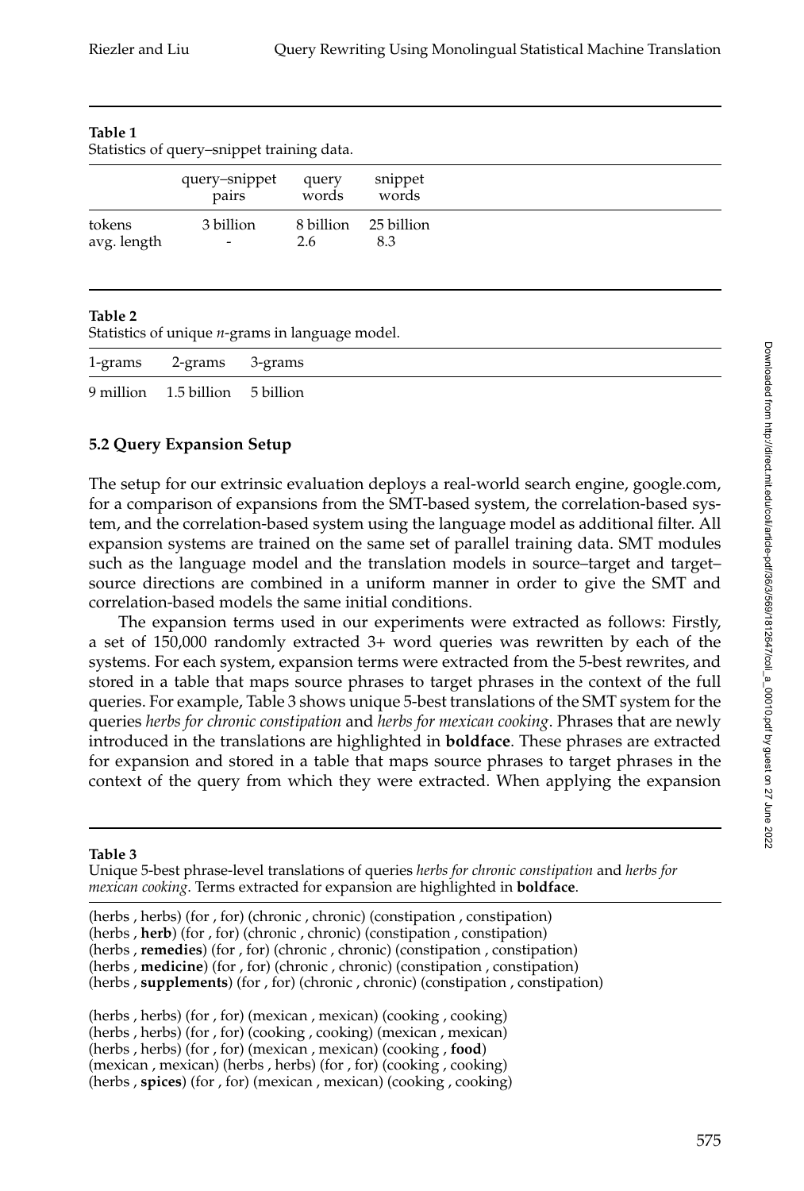**Table 1**
Statistics of query–snippet training data.

| | query–snippet pairs | query words | snippet words |
|---|---|---|---|
| tokens | 3 billion | 8 billion | 25 billion |
| avg. length | - | 2.6 | 8.3 |

**Table 2**
Statistics of unique *n*-grams in language model.

| 1-grams | 2-grams | 3-grams |
|---|---|---|
| 9 million | 1.5 billion | 5 billion |

### 5.2 Query Expansion Setup

The setup for our extrinsic evaluation deploys a real-world search engine, google.com, for a comparison of expansions from the SMT-based system, the correlation-based system, and the correlation-based system using the language model as additional filter. All expansion systems are trained on the same set of parallel training data. SMT modules such as the language model and the translation models in source–target and target–source directions are combined in a uniform manner in order to give the SMT and correlation-based models the same initial conditions.

The expansion terms used in our experiments were extracted as follows: Firstly, a set of 150,000 randomly extracted 3+ word queries was rewritten by each of the systems. For each system, expansion terms were extracted from the 5-best rewrites, and stored in a table that maps source phrases to target phrases in the context of the full queries. For example, Table 3 shows unique 5-best translations of the SMT system for the queries *herbs for chronic constipation* and *herbs for mexican cooking*. Phrases that are newly introduced in the translations are highlighted in **boldface**. These phrases are extracted for expansion and stored in a table that maps source phrases to target phrases in the context of the query from which they were extracted. When applying the expansion

**Table 3**
Unique 5-best phrase-level translations of queries *herbs for chronic constipation* and *herbs for mexican cooking*. Terms extracted for expansion are highlighted in **boldface**.

(herbs , herbs) (for , for) (chronic , chronic) (constipation , constipation)
(herbs , **herb**) (for , for) (chronic , chronic) (constipation , constipation)
(herbs , **remedies**) (for , for) (chronic , chronic) (constipation , constipation)
(herbs , **medicine**) (for , for) (chronic , chronic) (constipation , constipation)
(herbs , **supplements**) (for , for) (chronic , chronic) (constipation , constipation)

(herbs , herbs) (for , for) (mexican , mexican) (cooking , cooking)
(herbs , herbs) (for , for) (cooking , cooking) (mexican , mexican)
(herbs , herbs) (for , for) (mexican , mexican) (cooking , **food**)
(mexican , mexican) (herbs , herbs) (for , for) (cooking , cooking)
(herbs , **spices**) (for , for) (mexican , mexican) (cooking , cooking)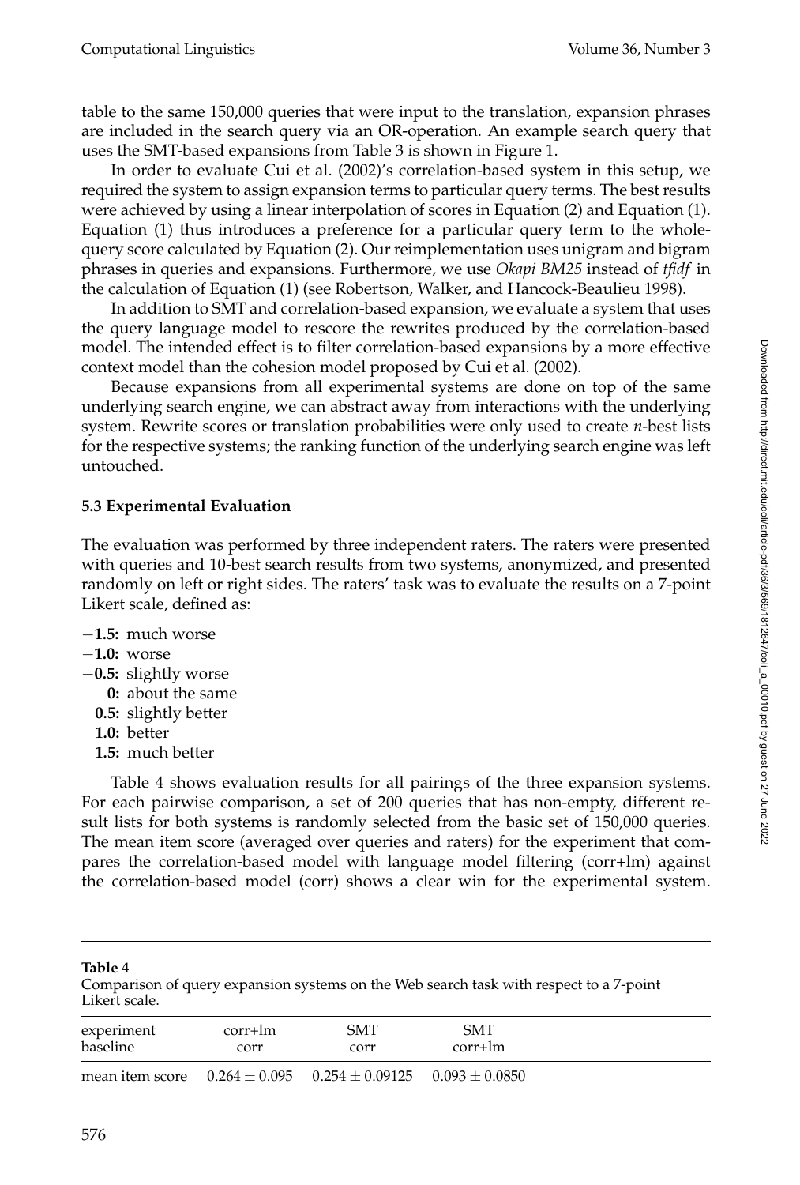table to the same 150,000 queries that were input to the translation, expansion phrases are included in the search query via an OR-operation. An example search query that uses the SMT-based expansions from Table 3 is shown in Figure 1.

In order to evaluate Cui et al. (2002)'s correlation-based system in this setup, we required the system to assign expansion terms to particular query terms. The best results were achieved by using a linear interpolation of scores in Equation (2) and Equation (1). Equation (1) thus introduces a preference for a particular query term to the whole-query score calculated by Equation (2). Our reimplementation uses unigram and bigram phrases in queries and expansions. Furthermore, we use *Okapi BM25* instead of *tfidf* in the calculation of Equation (1) (see Robertson, Walker, and Hancock-Beaulieu 1998).

In addition to SMT and correlation-based expansion, we evaluate a system that uses the query language model to rescore the rewrites produced by the correlation-based model. The intended effect is to filter correlation-based expansions by a more effective context model than the cohesion model proposed by Cui et al. (2002).

Because expansions from all experimental systems are done on top of the same underlying search engine, we can abstract away from interactions with the underlying system. Rewrite scores or translation probabilities were only used to create *n*-best lists for the respective systems; the ranking function of the underlying search engine was left untouched.

### 5.3 Experimental Evaluation

The evaluation was performed by three independent raters. The raters were presented with queries and 10-best search results from two systems, anonymized, and presented randomly on left or right sides. The raters' task was to evaluate the results on a 7-point Likert scale, defined as:

- **−1.5:** much worse
- **−1.0:** worse
- **−0.5:** slightly worse
- **0:** about the same
- **0.5:** slightly better
- **1.0:** better
- **1.5:** much better

Table 4 shows evaluation results for all pairings of the three expansion systems. For each pairwise comparison, a set of 200 queries that has non-empty, different result lists for both systems is randomly selected from the basic set of 150,000 queries. The mean item score (averaged over queries and raters) for the experiment that compares the correlation-based model with language model filtering (corr+lm) against the correlation-based model (corr) shows a clear win for the experimental system.

**Table 4**
Comparison of query expansion systems on the Web search task with respect to a 7-point Likert scale.

| experiment<br>baseline | corr+lm<br>corr | SMT<br>corr | SMT<br>corr+lm |
|---|---|---|---|
| mean item score | $0.264 \pm 0.095$ | $0.254 \pm 0.09125$ | $0.093 \pm 0.0850$ |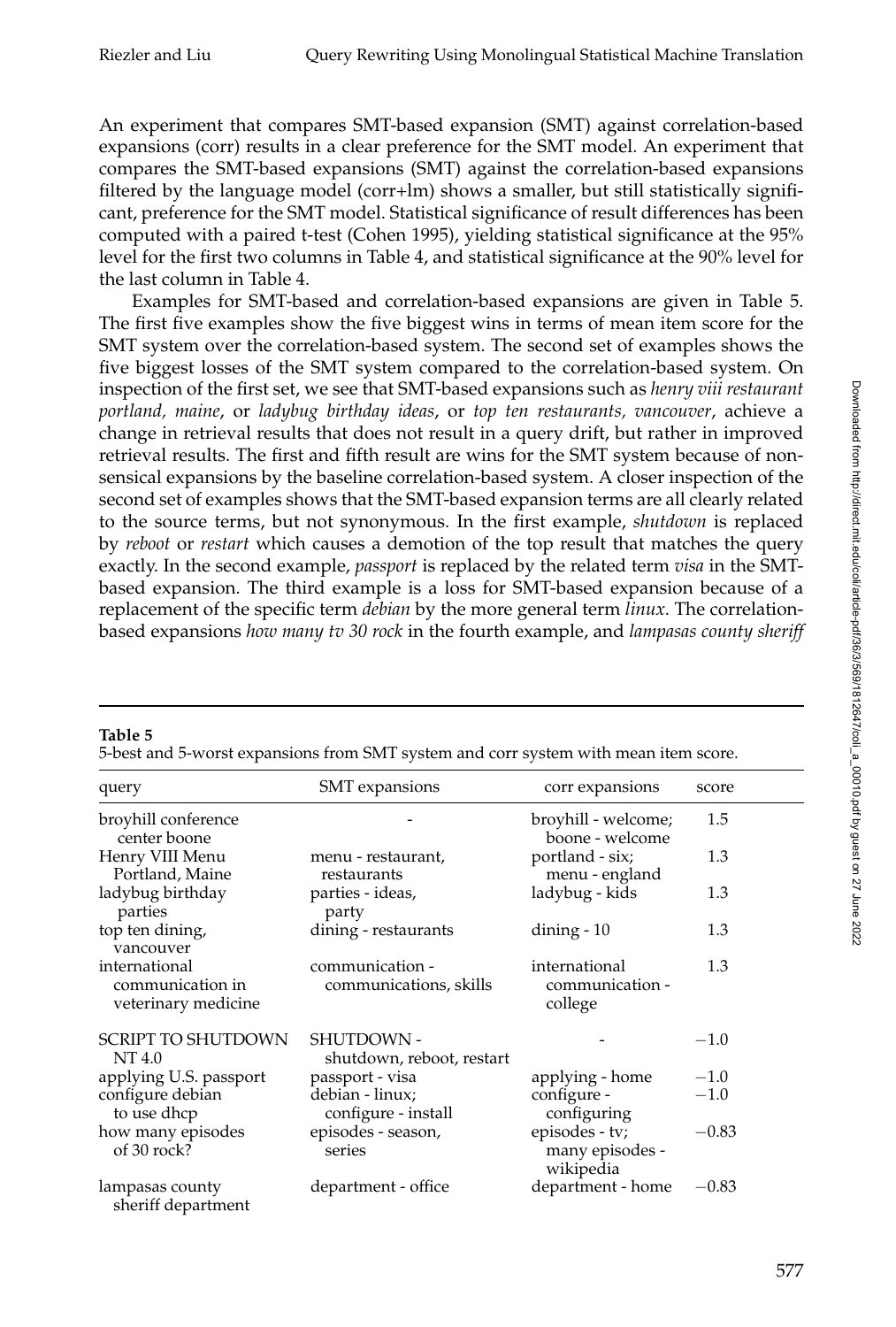An experiment that compares SMT-based expansion (SMT) against correlation-based expansions (corr) results in a clear preference for the SMT model. An experiment that compares the SMT-based expansions (SMT) against the correlation-based expansions filtered by the language model (corr+lm) shows a smaller, but still statistically significant, preference for the SMT model. Statistical significance of result differences has been computed with a paired t-test (Cohen 1995), yielding statistical significance at the 95% level for the first two columns in Table 4, and statistical significance at the 90% level for the last column in Table 4.

Examples for SMT-based and correlation-based expansions are given in Table 5. The first five examples show the five biggest wins in terms of mean item score for the SMT system over the correlation-based system. The second set of examples shows the five biggest losses of the SMT system compared to the correlation-based system. On inspection of the first set, we see that SMT-based expansions such as *henry viii restaurant portland, maine*, or *ladybug birthday ideas*, or *top ten restaurants, vancouver*, achieve a change in retrieval results that does not result in a query drift, but rather in improved retrieval results. The first and fifth result are wins for the SMT system because of nonsensical expansions by the baseline correlation-based system. A closer inspection of the second set of examples shows that the SMT-based expansion terms are all clearly related to the source terms, but not synonymous. In the first example, *shutdown* is replaced by *reboot* or *restart* which causes a demotion of the top result that matches the query exactly. In the second example, *passport* is replaced by the related term *visa* in the SMT-based expansion. The third example is a loss for SMT-based expansion because of a replacement of the specific term *debian* by the more general term *linux*. The correlation-based expansions *how many tv 30 rock* in the fourth example, and *lampasas county sheriff*

**Table 5**
5-best and 5-worst expansions from SMT system and corr system with mean item score.

| query | SMT expansions | corr expansions | score |
|---|---|---|---|
| broyhill conference center boone | - | broyhill - welcome; boone - welcome | 1.5 |
| Henry VIII Menu Portland, Maine | menu - restaurant, restaurants | portland - six; menu - england | 1.3 |
| ladybug birthday parties | parties - ideas, party | ladybug - kids | 1.3 |
| top ten dining, vancouver | dining - restaurants | dining - 10 | 1.3 |
| international communication in veterinary medicine | communication - communications, skills | international communication - college | 1.3 |
| SCRIPT TO SHUTDOWN NT 4.0 | SHUTDOWN - shutdown, reboot, restart | - | −1.0 |
| applying U.S. passport | passport - visa | applying - home | −1.0 |
| configure debian to use dhcp | debian - linux; configure - install | configure - configuring | −1.0 |
| how many episodes of 30 rock? | episodes - season, series | episodes - tv; many episodes - wikipedia | −0.83 |
| lampasas county sheriff department | department - office | department - home | −0.83 |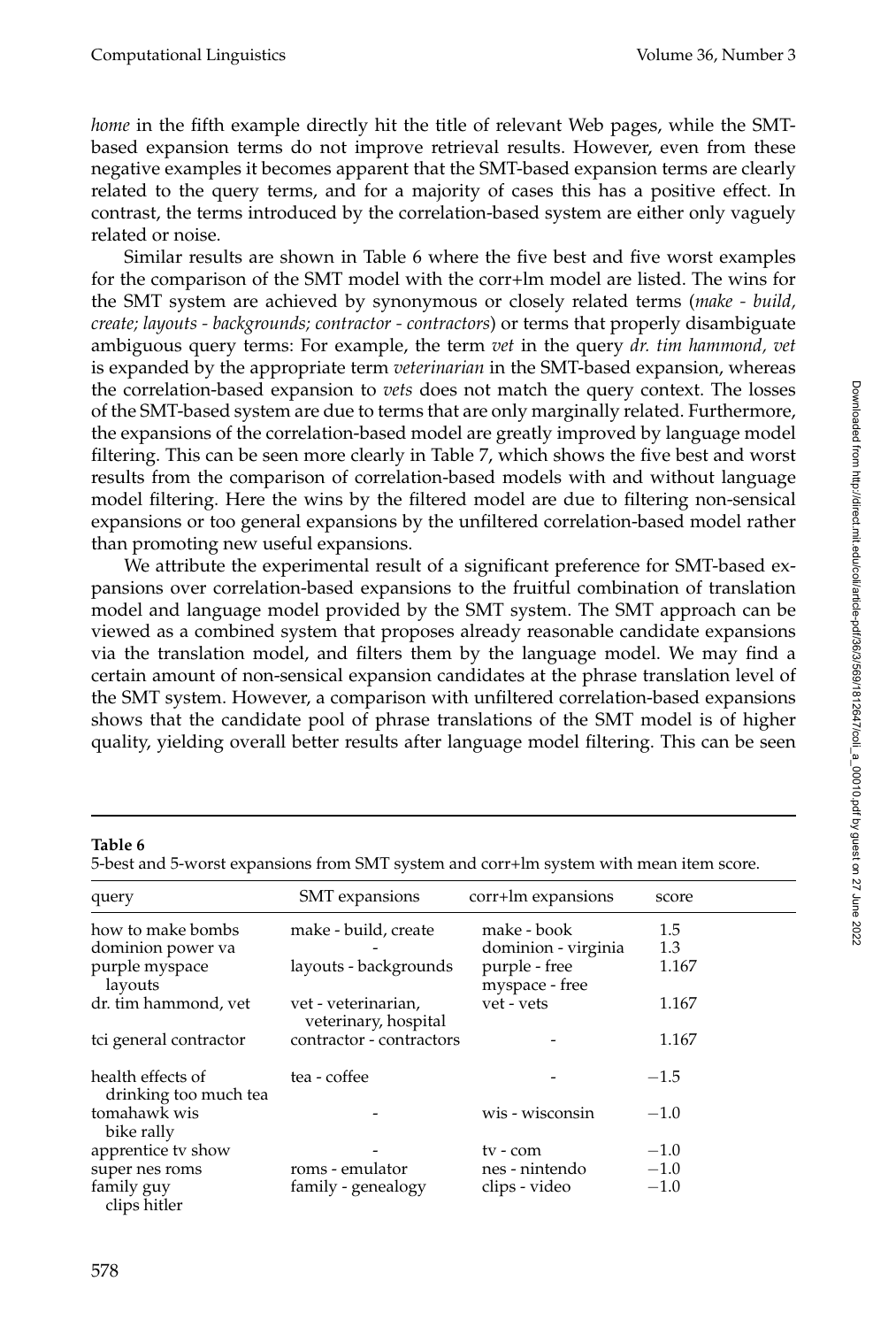*home* in the fifth example directly hit the title of relevant Web pages, while the SMT-based expansion terms do not improve retrieval results. However, even from these negative examples it becomes apparent that the SMT-based expansion terms are clearly related to the query terms, and for a majority of cases this has a positive effect. In contrast, the terms introduced by the correlation-based system are either only vaguely related or noise.

Similar results are shown in Table 6 where the five best and five worst examples for the comparison of the SMT model with the corr+lm model are listed. The wins for the SMT system are achieved by synonymous or closely related terms (*make - build, create; layouts - backgrounds; contractor - contractors*) or terms that properly disambiguate ambiguous query terms: For example, the term *vet* in the query *dr. tim hammond, vet* is expanded by the appropriate term *veterinarian* in the SMT-based expansion, whereas the correlation-based expansion to *vets* does not match the query context. The losses of the SMT-based system are due to terms that are only marginally related. Furthermore, the expansions of the correlation-based model are greatly improved by language model filtering. This can be seen more clearly in Table 7, which shows the five best and worst results from the comparison of correlation-based models with and without language model filtering. Here the wins by the filtered model are due to filtering non-sensical expansions or too general expansions by the unfiltered correlation-based model rather than promoting new useful expansions.

We attribute the experimental result of a significant preference for SMT-based expansions over correlation-based expansions to the fruitful combination of translation model and language model provided by the SMT system. The SMT approach can be viewed as a combined system that proposes already reasonable candidate expansions via the translation model, and filters them by the language model. We may find a certain amount of non-sensical expansion candidates at the phrase translation level of the SMT system. However, a comparison with unfiltered correlation-based expansions shows that the candidate pool of phrase translations of the SMT model is of higher quality, yielding overall better results after language model filtering. This can be seen

**Table 6**
5-best and 5-worst expansions from SMT system and corr+lm system with mean item score.

| query | SMT expansions | corr+lm expansions | score |
|---|---|---|---|
| how to make bombs | make - build, create | make - book | 1.5 |
| dominion power va | - | dominion - virginia | 1.3 |
| purple myspace layouts | layouts - backgrounds | purple - free<br>myspace - free | 1.167 |
| dr. tim hammond, vet | vet - veterinarian, veterinary, hospital | vet - vets | 1.167 |
| tci general contractor | contractor - contractors | - | 1.167 |
| health effects of drinking too much tea | tea - coffee | - | −1.5 |
| tomahawk wis bike rally | - | wis - wisconsin | −1.0 |
| apprentice tv show | - | tv - com | −1.0 |
| super nes roms | roms - emulator | nes - nintendo | −1.0 |
| family guy clips hitler | family - genealogy | clips - video | −1.0 |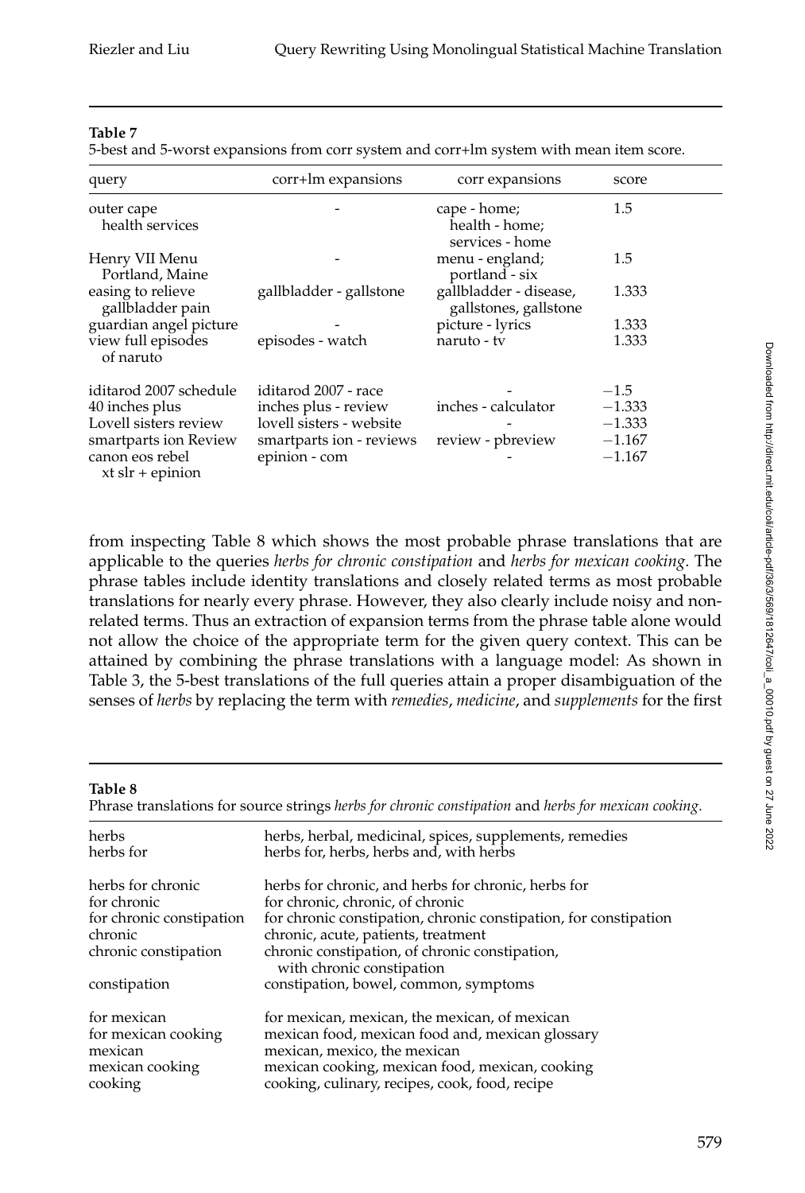**Table 7**
5-best and 5-worst expansions from corr system and corr+lm system with mean item score.

| query | corr+lm expansions | corr expansions | score |
|---|---|---|---|
| outer cape health services | - | cape - home; health - home; services - home | 1.5 |
| Henry VII Menu Portland, Maine | - | menu - england; portland - six | 1.5 |
| easing to relieve gallbladder pain | gallbladder - gallstone | gallbladder - disease, gallstones, gallstone | 1.333 |
| guardian angel picture | - | picture - lyrics | 1.333 |
| view full episodes of naruto | episodes - watch | naruto - tv | 1.333 |
| iditarod 2007 schedule | iditarod 2007 - race | - | −1.5 |
| 40 inches plus | inches plus - review | inches - calculator | −1.333 |
| Lovell sisters review | lovell sisters - website | - | −1.333 |
| smartparts ion Review | smartparts ion - reviews | review - pbreview | −1.167 |
| canon eos rebel xt slr + epinion | epinion - com | - | −1.167 |

from inspecting Table 8 which shows the most probable phrase translations that are applicable to the queries *herbs for chronic constipation* and *herbs for mexican cooking*. The phrase tables include identity translations and closely related terms as most probable translations for nearly every phrase. However, they also clearly include noisy and non-related terms. Thus an extraction of expansion terms from the phrase table alone would not allow the choice of the appropriate term for the given query context. This can be attained by combining the phrase translations with a language model: As shown in Table 3, the 5-best translations of the full queries attain a proper disambiguation of the senses of *herbs* by replacing the term with *remedies*, *medicine*, and *supplements* for the first

**Table 8**
Phrase translations for source strings *herbs for chronic constipation* and *herbs for mexican cooking*.

| | |
|---|---|
| herbs | herbs, herbal, medicinal, spices, supplements, remedies |
| herbs for | herbs for, herbs, herbs and, with herbs |
| herbs for chronic | herbs for chronic, and herbs for chronic, herbs for |
| for chronic | for chronic, chronic, of chronic |
| for chronic constipation | for chronic constipation, chronic constipation, for constipation |
| chronic | chronic, acute, patients, treatment |
| chronic constipation | chronic constipation, of chronic constipation, with chronic constipation |
| constipation | constipation, bowel, common, symptoms |
| for mexican | for mexican, mexican, the mexican, of mexican |
| for mexican cooking | mexican food, mexican food and, mexican glossary |
| mexican | mexican, mexico, the mexican |
| mexican cooking | mexican cooking, mexican food, mexican, cooking |
| cooking | cooking, culinary, recipes, cook, food, recipe |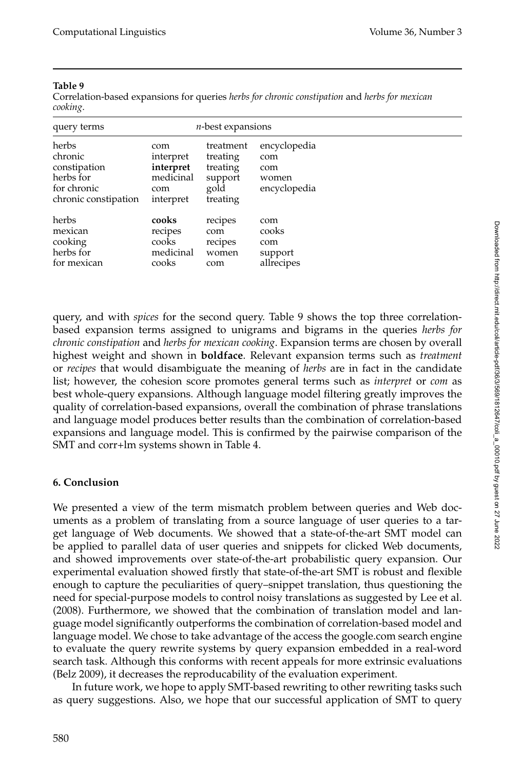**Table 9**
Correlation-based expansions for queries *herbs for chronic constipation* and *herbs for mexican cooking*.

| query terms | *n*-best expansions | | |
|---|---|---|---|
| herbs | com | treatment | encyclopedia |
| chronic | interpret | treating | com |
| constipation | **interpret** | treating | com |
| herbs for | medicinal | support | women |
| for chronic | com | gold | encyclopedia |
| chronic constipation | interpret | treating | |
| herbs | **cooks** | recipes | com |
| mexican | recipes | com | cooks |
| cooking | cooks | recipes | com |
| herbs for | medicinal | women | support |
| for mexican | cooks | com | allrecipes |

query, and with *spices* for the second query. Table 9 shows the top three correlation-based expansion terms assigned to unigrams and bigrams in the queries *herbs for chronic constipation* and *herbs for mexican cooking*. Expansion terms are chosen by overall highest weight and shown in **boldface**. Relevant expansion terms such as *treatment* or *recipes* that would disambiguate the meaning of *herbs* are in fact in the candidate list; however, the cohesion score promotes general terms such as *interpret* or *com* as best whole-query expansions. Although language model filtering greatly improves the quality of correlation-based expansions, overall the combination of phrase translations and language model produces better results than the combination of correlation-based expansions and language model. This is confirmed by the pairwise comparison of the SMT and corr+lm systems shown in Table 4.

## 6. Conclusion

We presented a view of the term mismatch problem between queries and Web documents as a problem of translating from a source language of user queries to a target language of Web documents. We showed that a state-of-the-art SMT model can be applied to parallel data of user queries and snippets for clicked Web documents, and showed improvements over state-of-the-art probabilistic query expansion. Our experimental evaluation showed firstly that state-of-the-art SMT is robust and flexible enough to capture the peculiarities of query–snippet translation, thus questioning the need for special-purpose models to control noisy translations as suggested by Lee et al. (2008). Furthermore, we showed that the combination of translation model and language model significantly outperforms the combination of correlation-based model and language model. We chose to take advantage of the access the google.com search engine to evaluate the query rewrite systems by query expansion embedded in a real-word search task. Although this conforms with recent appeals for more extrinsic evaluations (Belz 2009), it decreases the reproducability of the evaluation experiment.

In future work, we hope to apply SMT-based rewriting to other rewriting tasks such as query suggestions. Also, we hope that our successful application of SMT to query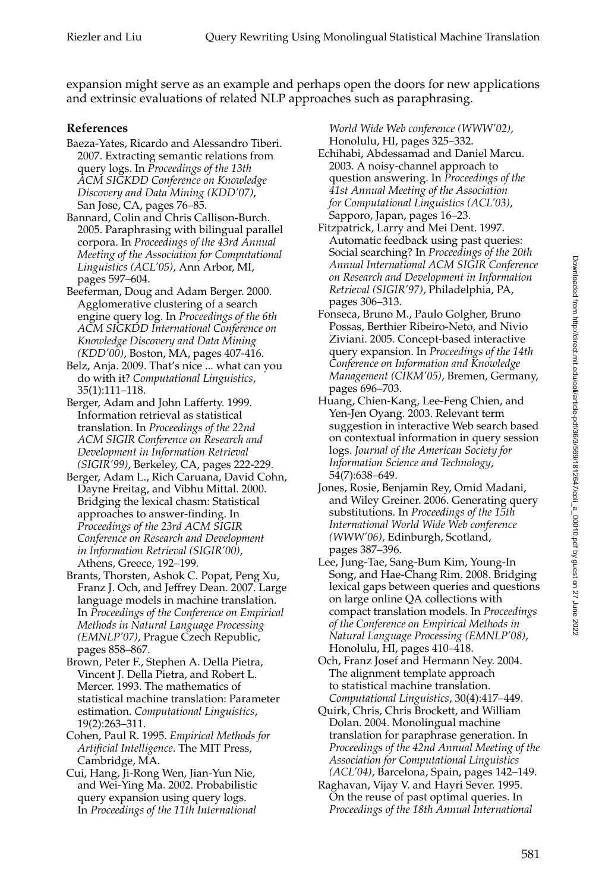expansion might serve as an example and perhaps open the doors for new applications and extrinsic evaluations of related NLP approaches such as paraphrasing.

## References

Baeza-Yates, Ricardo and Alessandro Tiberi. 2007. Extracting semantic relations from query logs. In *Proceedings of the 13th ACM SIGKDD Conference on Knowledge Discovery and Data Mining (KDD'07)*, San Jose, CA, pages 76–85.

Bannard, Colin and Chris Callison-Burch. 2005. Paraphrasing with bilingual parallel corpora. In *Proceedings of the 43rd Annual Meeting of the Association for Computational Linguistics (ACL'05)*, Ann Arbor, MI, pages 597–604.

Beeferman, Doug and Adam Berger. 2000. Agglomerative clustering of a search engine query log. In *Proceedings of the 6th ACM SIGKDD International Conference on Knowledge Discovery and Data Mining (KDD'00)*, Boston, MA, pages 407-416.

Belz, Anja. 2009. That's nice ... what can you do with it? *Computational Linguistics*, 35(1):111–118.

Berger, Adam and John Lafferty. 1999. Information retrieval as statistical translation. In *Proceedings of the 22nd ACM SIGIR Conference on Research and Development in Information Retrieval (SIGIR'99)*, Berkeley, CA, pages 222-229.

Berger, Adam L., Rich Caruana, David Cohn, Dayne Freitag, and Vibhu Mittal. 2000. Bridging the lexical chasm: Statistical approaches to answer-finding. In *Proceedings of the 23rd ACM SIGIR Conference on Research and Development in Information Retrieval (SIGIR'00)*, Athens, Greece, 192–199.

Brants, Thorsten, Ashok C. Popat, Peng Xu, Franz J. Och, and Jeffrey Dean. 2007. Large language models in machine translation. In *Proceedings of the Conference on Empirical Methods in Natural Language Processing (EMNLP'07)*, Prague Czech Republic, pages 858–867.

Brown, Peter F., Stephen A. Della Pietra, Vincent J. Della Pietra, and Robert L. Mercer. 1993. The mathematics of statistical machine translation: Parameter estimation. *Computational Linguistics*, 19(2):263–311.

Cohen, Paul R. 1995. *Empirical Methods for Artificial Intelligence*. The MIT Press, Cambridge, MA.

Cui, Hang, Ji-Rong Wen, Jian-Yun Nie, and Wei-Ying Ma. 2002. Probabilistic query expansion using query logs. In *Proceedings of the 11th International World Wide Web conference (WWW'02)*, Honolulu, HI, pages 325–332.

Echihabi, Abdessamad and Daniel Marcu. 2003. A noisy-channel approach to question answering. In *Proceedings of the 41st Annual Meeting of the Association for Computational Linguistics (ACL'03)*, Sapporo, Japan, pages 16–23.

Fitzpatrick, Larry and Mei Dent. 1997. Automatic feedback using past queries: Social searching? In *Proceedings of the 20th Annual International ACM SIGIR Conference on Research and Development in Information Retrieval (SIGIR'97)*, Philadelphia, PA, pages 306–313.

Fonseca, Bruno M., Paulo Golgher, Bruno Possas, Berthier Ribeiro-Neto, and Nivio Ziviani. 2005. Concept-based interactive query expansion. In *Proceedings of the 14th Conference on Information and Knowledge Management (CIKM'05)*, Bremen, Germany, pages 696–703.

Huang, Chien-Kang, Lee-Feng Chien, and Yen-Jen Oyang. 2003. Relevant term suggestion in interactive Web search based on contextual information in query session logs. *Journal of the American Society for Information Science and Technology*, 54(7):638–649.

Jones, Rosie, Benjamin Rey, Omid Madani, and Wiley Greiner. 2006. Generating query substitutions. In *Proceedings of the 15th International World Wide Web conference (WWW'06)*, Edinburgh, Scotland, pages 387–396.

Lee, Jung-Tae, Sang-Bum Kim, Young-In Song, and Hae-Chang Rim. 2008. Bridging lexical gaps between queries and questions on large online QA collections with compact translation models. In *Proceedings of the Conference on Empirical Methods in Natural Language Processing (EMNLP'08)*, Honolulu, HI, pages 410–418.

Och, Franz Josef and Hermann Ney. 2004. The alignment template approach to statistical machine translation. *Computational Linguistics*, 30(4):417–449.

Quirk, Chris, Chris Brockett, and William Dolan. 2004. Monolingual machine translation for paraphrase generation. In *Proceedings of the 42nd Annual Meeting of the Association for Computational Linguistics (ACL'04)*, Barcelona, Spain, pages 142–149.

Raghavan, Vijay V. and Hayri Sever. 1995. On the reuse of past optimal queries. In *Proceedings of the 18th Annual International*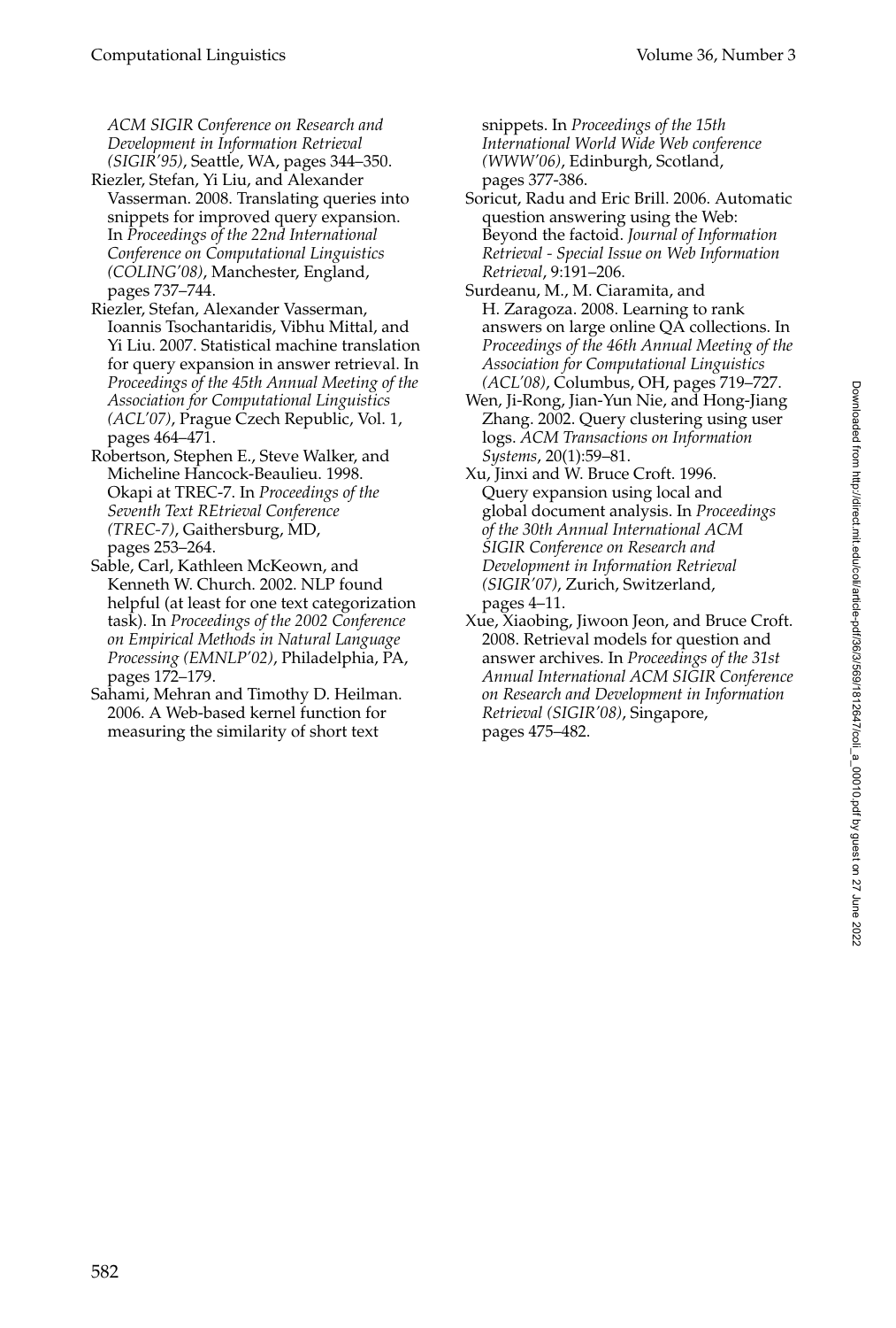*ACM SIGIR Conference on Research and Development in Information Retrieval (SIGIR'95)*, Seattle, WA, pages 344–350.

Riezler, Stefan, Yi Liu, and Alexander Vasserman. 2008. Translating queries into snippets for improved query expansion. In *Proceedings of the 22nd International Conference on Computational Linguistics (COLING'08)*, Manchester, England, pages 737–744.

Riezler, Stefan, Alexander Vasserman, Ioannis Tsochantaridis, Vibhu Mittal, and Yi Liu. 2007. Statistical machine translation for query expansion in answer retrieval. In *Proceedings of the 45th Annual Meeting of the Association for Computational Linguistics (ACL'07)*, Prague Czech Republic, Vol. 1, pages 464–471.

Robertson, Stephen E., Steve Walker, and Micheline Hancock-Beaulieu. 1998. Okapi at TREC-7. In *Proceedings of the Seventh Text REtrieval Conference (TREC-7)*, Gaithersburg, MD, pages 253–264.

Sable, Carl, Kathleen McKeown, and Kenneth W. Church. 2002. NLP found helpful (at least for one text categorization task). In *Proceedings of the 2002 Conference on Empirical Methods in Natural Language Processing (EMNLP'02)*, Philadelphia, PA, pages 172–179.

Sahami, Mehran and Timothy D. Heilman. 2006. A Web-based kernel function for measuring the similarity of short text snippets. In *Proceedings of the 15th International World Wide Web conference (WWW'06)*, Edinburgh, Scotland, pages 377-386.

Soricut, Radu and Eric Brill. 2006. Automatic question answering using the Web: Beyond the factoid. *Journal of Information Retrieval - Special Issue on Web Information Retrieval*, 9:191–206.

Surdeanu, M., M. Ciaramita, and H. Zaragoza. 2008. Learning to rank answers on large online QA collections. In *Proceedings of the 46th Annual Meeting of the Association for Computational Linguistics (ACL'08)*, Columbus, OH, pages 719–727.

Wen, Ji-Rong, Jian-Yun Nie, and Hong-Jiang Zhang. 2002. Query clustering using user logs. *ACM Transactions on Information Systems*, 20(1):59–81.

Xu, Jinxi and W. Bruce Croft. 1996. Query expansion using local and global document analysis. In *Proceedings of the 30th Annual International ACM SIGIR Conference on Research and Development in Information Retrieval (SIGIR'07)*, Zurich, Switzerland, pages 4–11.

Xue, Xiaobing, Jiwoon Jeon, and Bruce Croft. 2008. Retrieval models for question and answer archives. In *Proceedings of the 31st Annual International ACM SIGIR Conference on Research and Development in Information Retrieval (SIGIR'08)*, Singapore, pages 475–482.